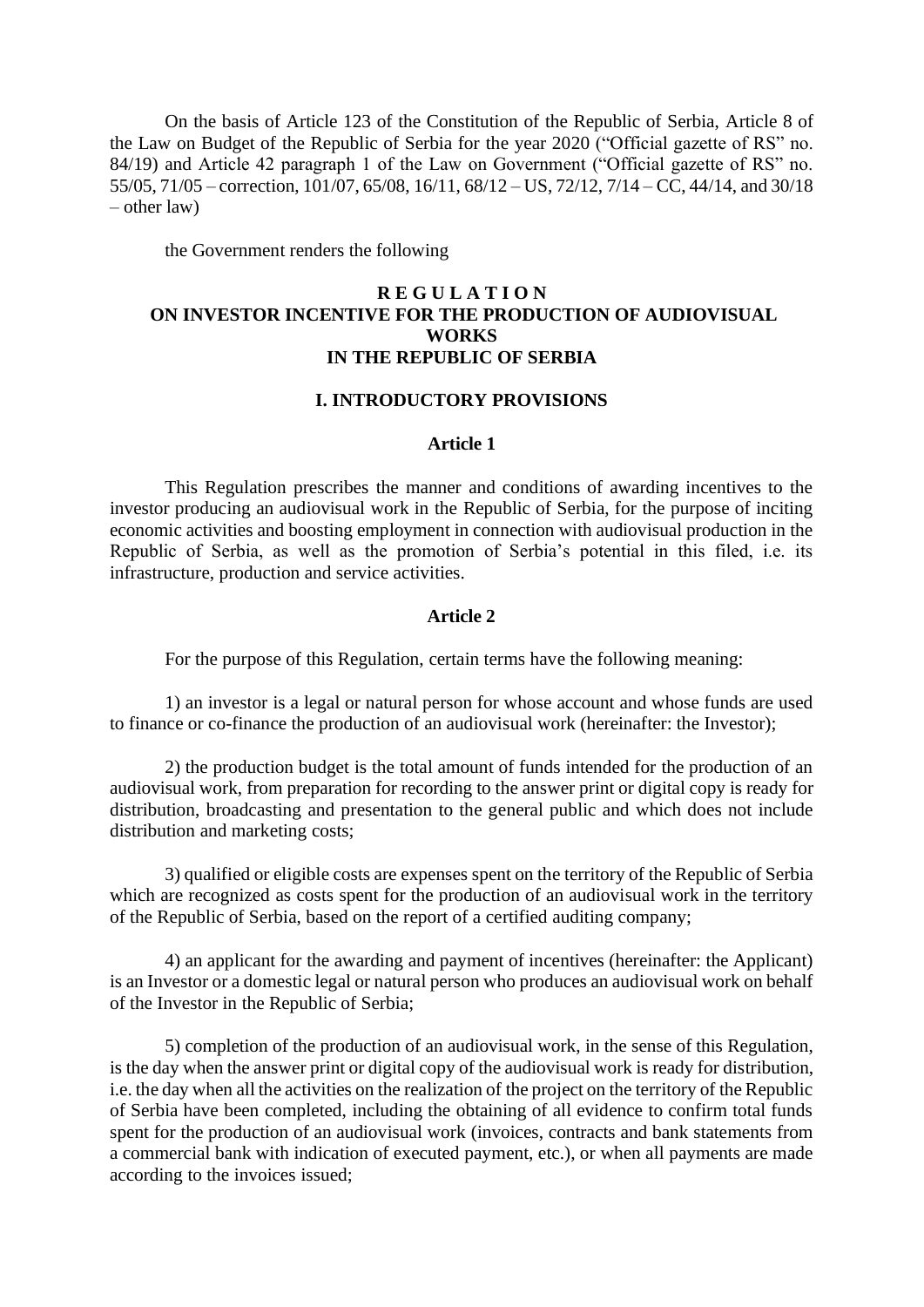On the basis of Article 123 of the Constitution of the Republic of Serbia, Article 8 of the Law on Budget of the Republic of Serbia for the year 2020 ("Official gazette of RS" no. 84/19) and Article 42 paragraph 1 of the Law on Government ("Official gazette of RS" no. 55/05, 71/05 – correction, 101/07, 65/08, 16/11, 68/12 – US, 72/12, 7/14 – CC, 44/14, and 30/18 – other law)

the Government renders the following

# R E G U L A T I O N
# ON INVESTOR INCENTIVE FOR THE PRODUCTION OF AUDIOVISUAL WORKS IN THE REPUBLIC OF SERBIA

## I. INTRODUCTORY PROVISIONS

### Article 1

This Regulation prescribes the manner and conditions of awarding incentives to the investor producing an audiovisual work in the Republic of Serbia, for the purpose of inciting economic activities and boosting employment in connection with audiovisual production in the Republic of Serbia, as well as the promotion of Serbia's potential in this filed, i.e. its infrastructure, production and service activities.

### Article 2

For the purpose of this Regulation, certain terms have the following meaning:

1) an investor is a legal or natural person for whose account and whose funds are used to finance or co-finance the production of an audiovisual work (hereinafter: the Investor);

2) the production budget is the total amount of funds intended for the production of an audiovisual work, from preparation for recording to the answer print or digital copy is ready for distribution, broadcasting and presentation to the general public and which does not include distribution and marketing costs;

3) qualified or eligible costs are expenses spent on the territory of the Republic of Serbia which are recognized as costs spent for the production of an audiovisual work in the territory of the Republic of Serbia, based on the report of a certified auditing company;

4) an applicant for the awarding and payment of incentives (hereinafter: the Applicant) is an Investor or a domestic legal or natural person who produces an audiovisual work on behalf of the Investor in the Republic of Serbia;

5) completion of the production of an audiovisual work, in the sense of this Regulation, is the day when the answer print or digital copy of the audiovisual work is ready for distribution, i.e. the day when all the activities on the realization of the project on the territory of the Republic of Serbia have been completed, including the obtaining of all evidence to confirm total funds spent for the production of an audiovisual work (invoices, contracts and bank statements from a commercial bank with indication of executed payment, etc.), or when all payments are made according to the invoices issued;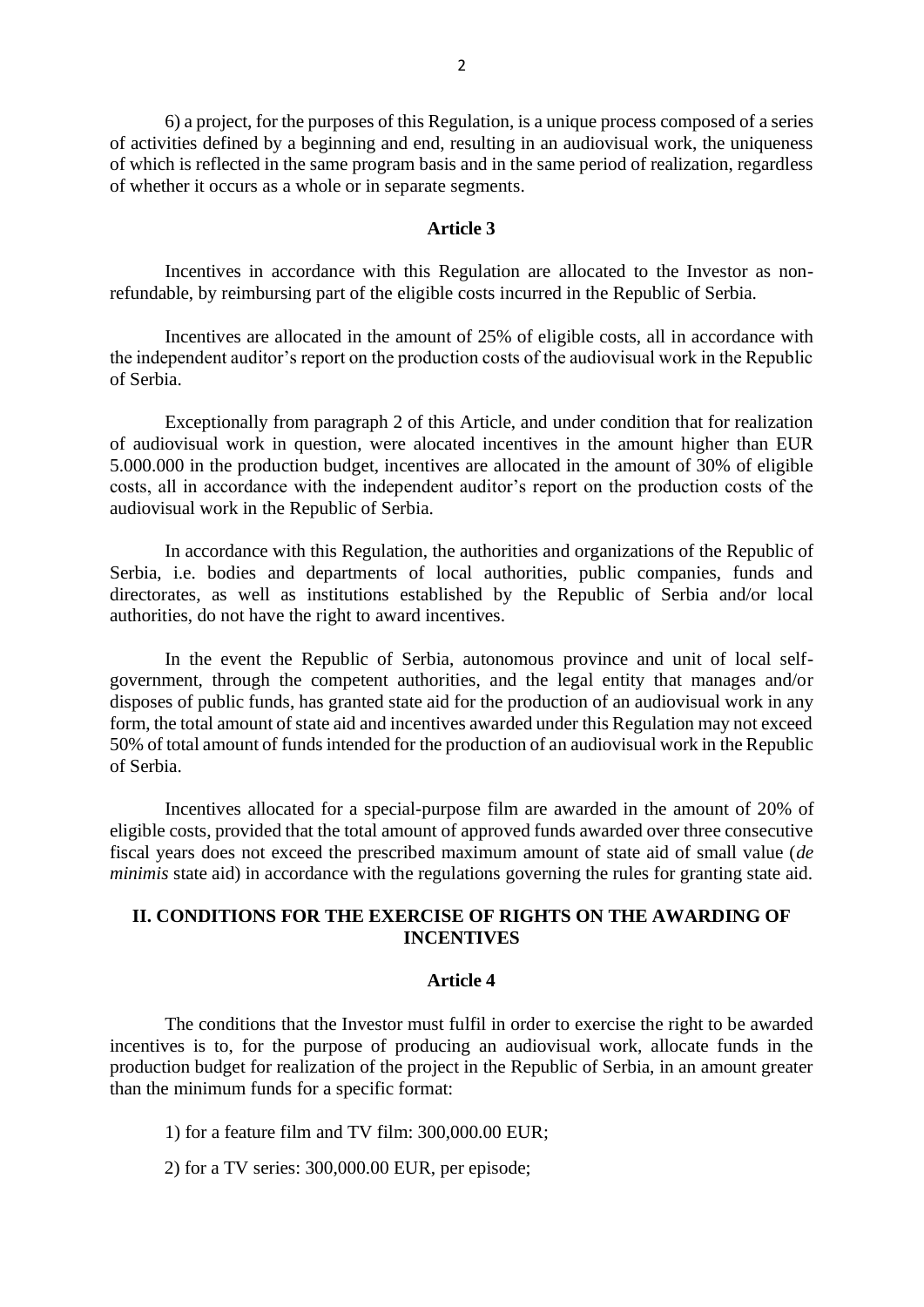6) a project, for the purposes of this Regulation, is a unique process composed of a series of activities defined by a beginning and end, resulting in an audiovisual work, the uniqueness of which is reflected in the same program basis and in the same period of realization, regardless of whether it occurs as a whole or in separate segments.

### Article 3

Incentives in accordance with this Regulation are allocated to the Investor as non-refundable, by reimbursing part of the eligible costs incurred in the Republic of Serbia.

Incentives are allocated in the amount of 25% of eligible costs, all in accordance with the independent auditor's report on the production costs of the audiovisual work in the Republic of Serbia.

Exceptionally from paragraph 2 of this Article, and under condition that for realization of audiovisual work in question, were alocated incentives in the amount higher than EUR 5.000.000 in the production budget, incentives are allocated in the amount of 30% of eligible costs, all in accordance with the independent auditor's report on the production costs of the audiovisual work in the Republic of Serbia.

In accordance with this Regulation, the authorities and organizations of the Republic of Serbia, i.e. bodies and departments of local authorities, public companies, funds and directorates, as well as institutions established by the Republic of Serbia and/or local authorities, do not have the right to award incentives.

In the event the Republic of Serbia, autonomous province and unit of local self-government, through the competent authorities, and the legal entity that manages and/or disposes of public funds, has granted state aid for the production of an audiovisual work in any form, the total amount of state aid and incentives awarded under this Regulation may not exceed 50% of total amount of funds intended for the production of an audiovisual work in the Republic of Serbia.

Incentives allocated for a special-purpose film are awarded in the amount of 20% of eligible costs, provided that the total amount of approved funds awarded over three consecutive fiscal years does not exceed the prescribed maximum amount of state aid of small value (*de minimis* state aid) in accordance with the regulations governing the rules for granting state aid.

## II. CONDITIONS FOR THE EXERCISE OF RIGHTS ON THE AWARDING OF INCENTIVES

### Article 4

The conditions that the Investor must fulfil in order to exercise the right to be awarded incentives is to, for the purpose of producing an audiovisual work, allocate funds in the production budget for realization of the project in the Republic of Serbia, in an amount greater than the minimum funds for a specific format:

1) for a feature film and TV film: 300,000.00 EUR;

2) for a TV series: 300,000.00 EUR, per episode;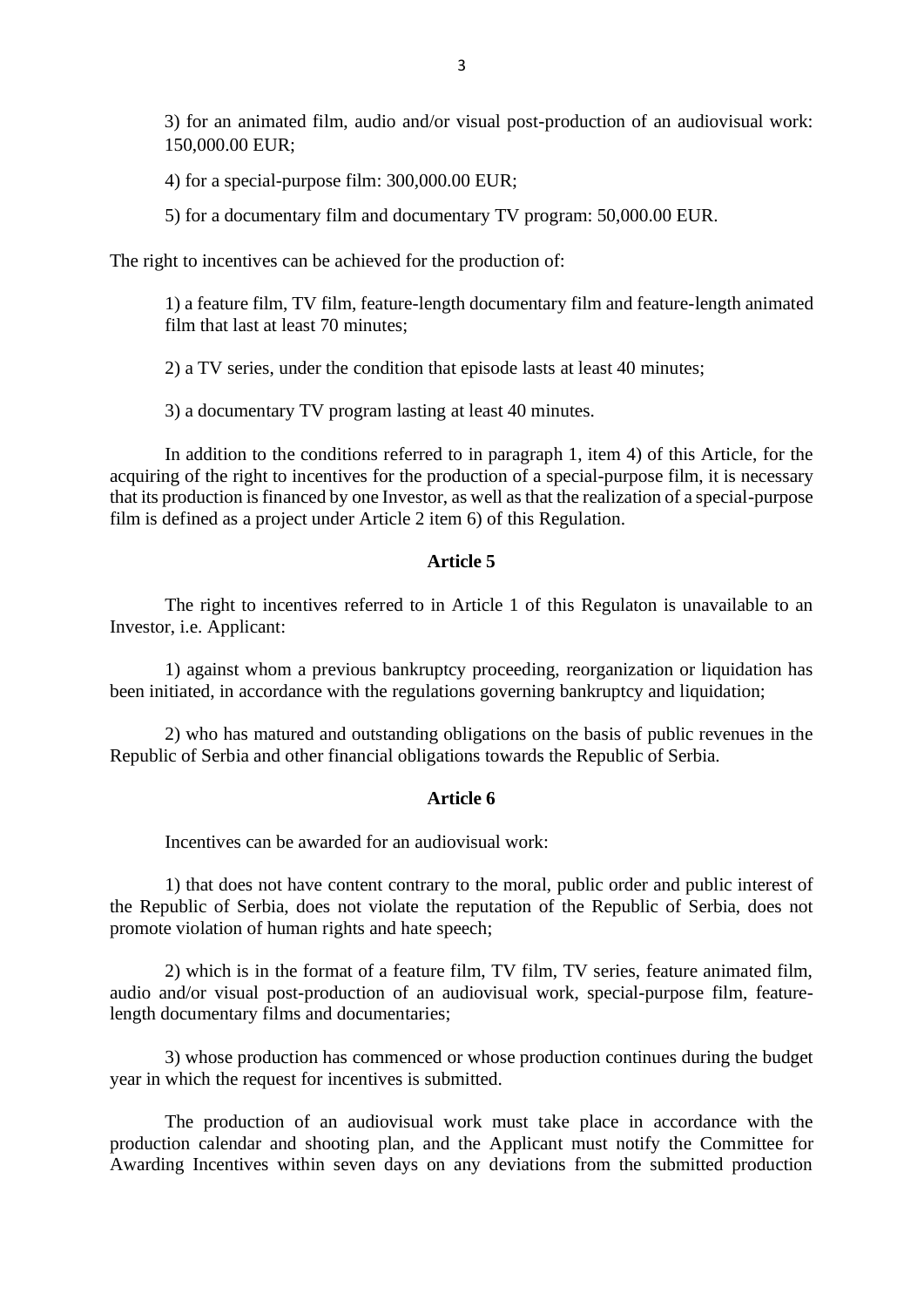3) for an animated film, audio and/or visual post-production of an audiovisual work: 150,000.00 EUR;

4) for a special-purpose film: 300,000.00 EUR;

5) for a documentary film and documentary TV program: 50,000.00 EUR.

The right to incentives can be achieved for the production of:

1) a feature film, TV film, feature-length documentary film and feature-length animated film that last at least 70 minutes;

2) a TV series, under the condition that episode lasts at least 40 minutes;

3) a documentary TV program lasting at least 40 minutes.

In addition to the conditions referred to in paragraph 1, item 4) of this Article, for the acquiring of the right to incentives for the production of a special-purpose film, it is necessary that its production is financed by one Investor, as well as that the realization of a special-purpose film is defined as a project under Article 2 item 6) of this Regulation.

**Article 5**

The right to incentives referred to in Article 1 of this Regulaton is unavailable to an Investor, i.e. Applicant:

1) against whom a previous bankruptcy proceeding, reorganization or liquidation has been initiated, in accordance with the regulations governing bankruptcy and liquidation;

2) who has matured and outstanding obligations on the basis of public revenues in the Republic of Serbia and other financial obligations towards the Republic of Serbia.

**Article 6**

Incentives can be awarded for an audiovisual work:

1) that does not have content contrary to the moral, public order and public interest of the Republic of Serbia, does not violate the reputation of the Republic of Serbia, does not promote violation of human rights and hate speech;

2) which is in the format of a feature film, TV film, TV series, feature animated film, audio and/or visual post-production of an audiovisual work, special-purpose film, feature-length documentary films and documentaries;

3) whose production has commenced or whose production continues during the budget year in which the request for incentives is submitted.

The production of an audiovisual work must take place in accordance with the production calendar and shooting plan, and the Applicant must notify the Committee for Awarding Incentives within seven days on any deviations from the submitted production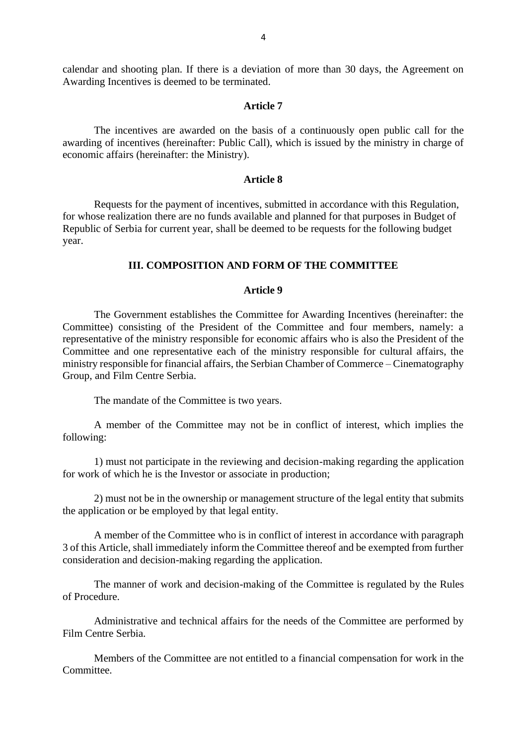calendar and shooting plan. If there is a deviation of more than 30 days, the Agreement on Awarding Incentives is deemed to be terminated.

### Article 7

The incentives are awarded on the basis of a continuously open public call for the awarding of incentives (hereinafter: Public Call), which is issued by the ministry in charge of economic affairs (hereinafter: the Ministry).

### Article 8

Requests for the payment of incentives, submitted in accordance with this Regulation, for whose realization there are no funds available and planned for that purposes in Budget of Republic of Serbia for current year, shall be deemed to be requests for the following budget year.

## III. COMPOSITION AND FORM OF THE COMMITTEE

### Article 9

The Government establishes the Committee for Awarding Incentives (hereinafter: the Committee) consisting of the President of the Committee and four members, namely: a representative of the ministry responsible for economic affairs who is also the President of the Committee and one representative each of the ministry responsible for cultural affairs, the ministry responsible for financial affairs, the Serbian Chamber of Commerce – Cinematography Group, and Film Centre Serbia.

The mandate of the Committee is two years.

A member of the Committee may not be in conflict of interest, which implies the following:

1) must not participate in the reviewing and decision-making regarding the application for work of which he is the Investor or associate in production;

2) must not be in the ownership or management structure of the legal entity that submits the application or be employed by that legal entity.

A member of the Committee who is in conflict of interest in accordance with paragraph 3 of this Article, shall immediately inform the Committee thereof and be exempted from further consideration and decision-making regarding the application.

The manner of work and decision-making of the Committee is regulated by the Rules of Procedure.

Administrative and technical affairs for the needs of the Committee are performed by Film Centre Serbia.

Members of the Committee are not entitled to a financial compensation for work in the Committee.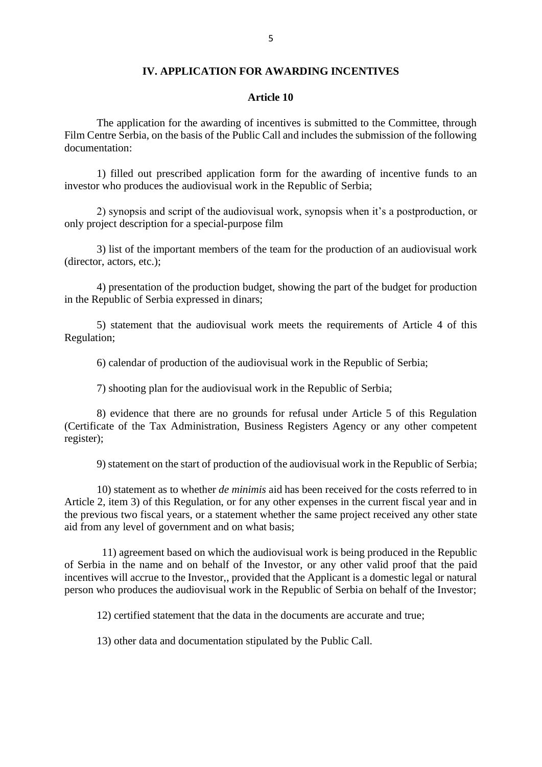## IV. APPLICATION FOR AWARDING INCENTIVES

### Article 10

The application for the awarding of incentives is submitted to the Committee, through Film Centre Serbia, on the basis of the Public Call and includes the submission of the following documentation:

1) filled out prescribed application form for the awarding of incentive funds to an investor who produces the audiovisual work in the Republic of Serbia;

2) synopsis and script of the audiovisual work, synopsis when it's a postproduction, or only project description for a special-purpose film

3) list of the important members of the team for the production of an audiovisual work (director, actors, etc.);

4) presentation of the production budget, showing the part of the budget for production in the Republic of Serbia expressed in dinars;

5) statement that the audiovisual work meets the requirements of Article 4 of this Regulation;

6) calendar of production of the audiovisual work in the Republic of Serbia;

7) shooting plan for the audiovisual work in the Republic of Serbia;

8) evidence that there are no grounds for refusal under Article 5 of this Regulation (Certificate of the Tax Administration, Business Registers Agency or any other competent register);

9) statement on the start of production of the audiovisual work in the Republic of Serbia;

10) statement as to whether *de minimis* aid has been received for the costs referred to in Article 2, item 3) of this Regulation, or for any other expenses in the current fiscal year and in the previous two fiscal years, or a statement whether the same project received any other state aid from any level of government and on what basis;

11) agreement based on which the audiovisual work is being produced in the Republic of Serbia in the name and on behalf of the Investor, or any other valid proof that the paid incentives will accrue to the Investor,, provided that the Applicant is a domestic legal or natural person who produces the audiovisual work in the Republic of Serbia on behalf of the Investor;

12) certified statement that the data in the documents are accurate and true;

13) other data and documentation stipulated by the Public Call.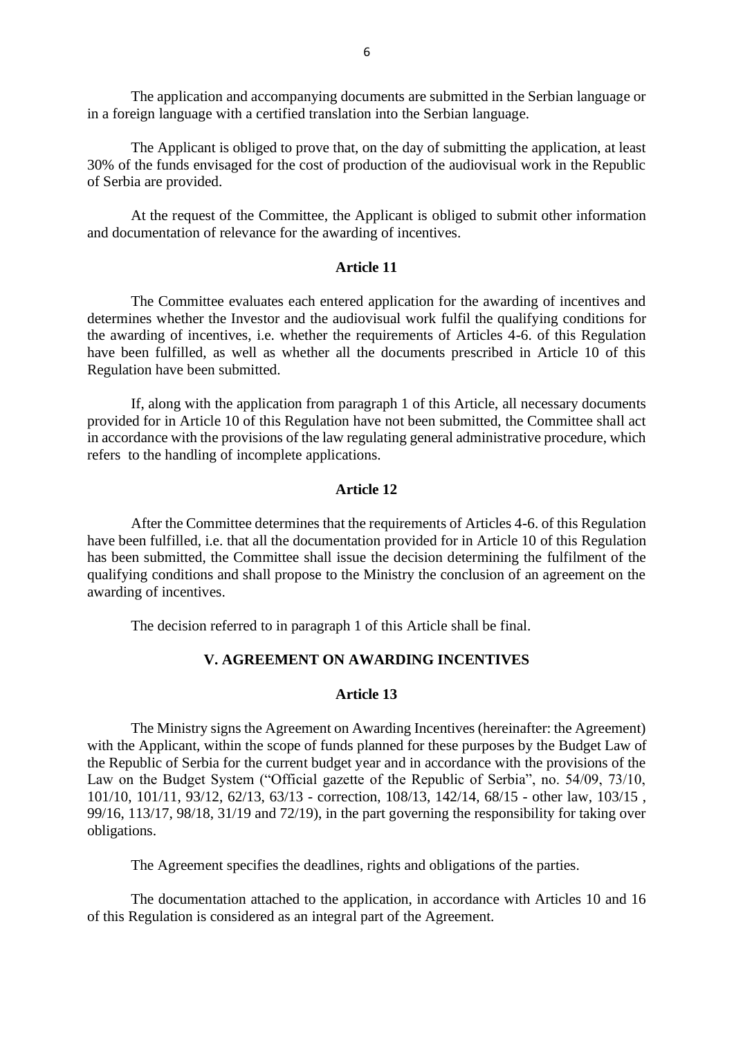The application and accompanying documents are submitted in the Serbian language or in a foreign language with a certified translation into the Serbian language.

The Applicant is obliged to prove that, on the day of submitting the application, at least 30% of the funds envisaged for the cost of production of the audiovisual work in the Republic of Serbia are provided.

At the request of the Committee, the Applicant is obliged to submit other information and documentation of relevance for the awarding of incentives.

### Article 11

The Committee evaluates each entered application for the awarding of incentives and determines whether the Investor and the audiovisual work fulfil the qualifying conditions for the awarding of incentives, i.e. whether the requirements of Articles 4-6. of this Regulation have been fulfilled, as well as whether all the documents prescribed in Article 10 of this Regulation have been submitted.

If, along with the application from paragraph 1 of this Article, all necessary documents provided for in Article 10 of this Regulation have not been submitted, the Committee shall act in accordance with the provisions of the law regulating general administrative procedure, which refers to the handling of incomplete applications.

### Article 12

After the Committee determines that the requirements of Articles 4-6. of this Regulation have been fulfilled, i.e. that all the documentation provided for in Article 10 of this Regulation has been submitted, the Committee shall issue the decision determining the fulfilment of the qualifying conditions and shall propose to the Ministry the conclusion of an agreement on the awarding of incentives.

The decision referred to in paragraph 1 of this Article shall be final.

## V. AGREEMENT ON AWARDING INCENTIVES

### Article 13

The Ministry signs the Agreement on Awarding Incentives (hereinafter: the Agreement) with the Applicant, within the scope of funds planned for these purposes by the Budget Law of the Republic of Serbia for the current budget year and in accordance with the provisions of the Law on the Budget System ("Official gazette of the Republic of Serbia", no. 54/09, 73/10, 101/10, 101/11, 93/12, 62/13, 63/13 - correction, 108/13, 142/14, 68/15 - other law, 103/15 , 99/16, 113/17, 98/18, 31/19 and 72/19), in the part governing the responsibility for taking over obligations.

The Agreement specifies the deadlines, rights and obligations of the parties.

The documentation attached to the application, in accordance with Articles 10 and 16 of this Regulation is considered as an integral part of the Agreement.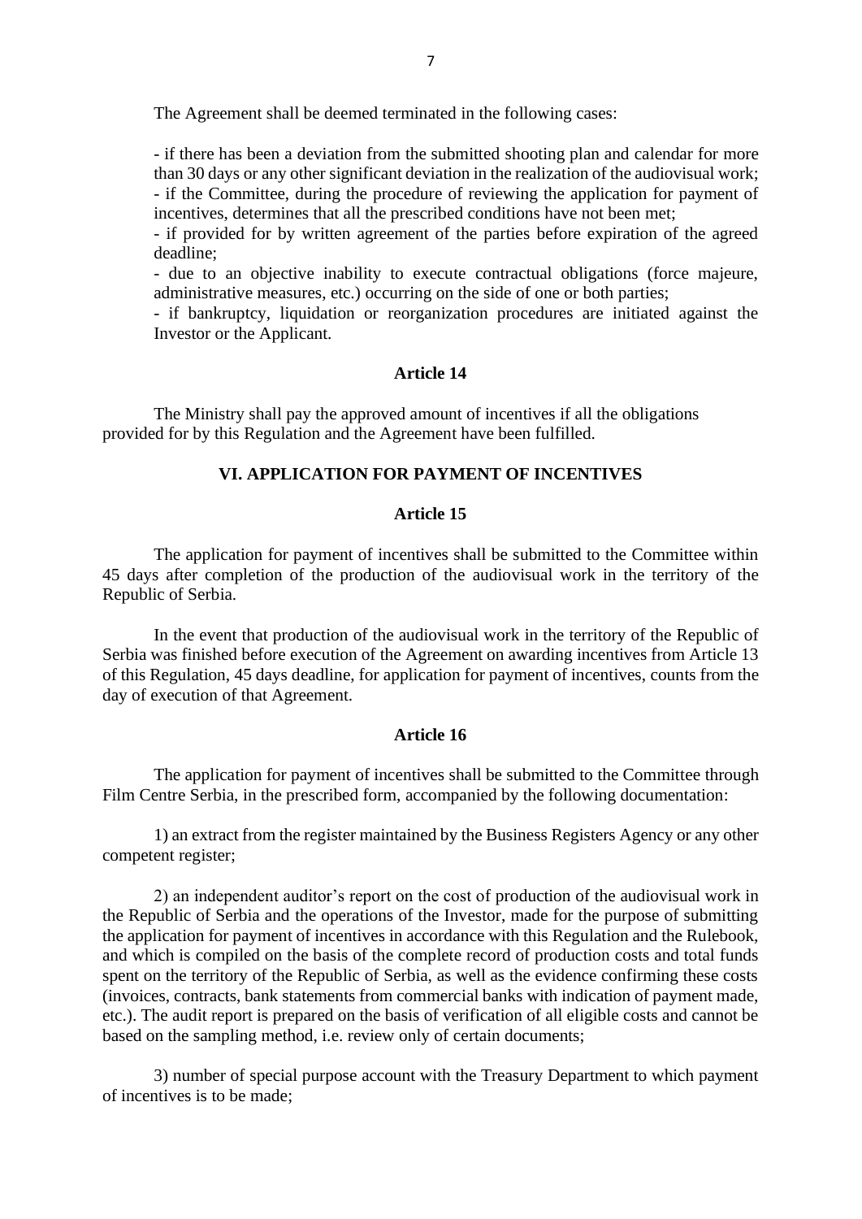The Agreement shall be deemed terminated in the following cases:

- if there has been a deviation from the submitted shooting plan and calendar for more than 30 days or any other significant deviation in the realization of the audiovisual work;
- if the Committee, during the procedure of reviewing the application for payment of incentives, determines that all the prescribed conditions have not been met;
- if provided for by written agreement of the parties before expiration of the agreed deadline;
- due to an objective inability to execute contractual obligations (force majeure, administrative measures, etc.) occurring on the side of one or both parties;
- if bankruptcy, liquidation or reorganization procedures are initiated against the Investor or the Applicant.

#### Article 14

The Ministry shall pay the approved amount of incentives if all the obligations provided for by this Regulation and the Agreement have been fulfilled.

### VI. APPLICATION FOR PAYMENT OF INCENTIVES

#### Article 15

The application for payment of incentives shall be submitted to the Committee within 45 days after completion of the production of the audiovisual work in the territory of the Republic of Serbia.

In the event that production of the audiovisual work in the territory of the Republic of Serbia was finished before execution of the Agreement on awarding incentives from Article 13 of this Regulation, 45 days deadline, for application for payment of incentives, counts from the day of execution of that Agreement.

#### Article 16

The application for payment of incentives shall be submitted to the Committee through Film Centre Serbia, in the prescribed form, accompanied by the following documentation:

1) an extract from the register maintained by the Business Registers Agency or any other competent register;

2) an independent auditor's report on the cost of production of the audiovisual work in the Republic of Serbia and the operations of the Investor, made for the purpose of submitting the application for payment of incentives in accordance with this Regulation and the Rulebook, and which is compiled on the basis of the complete record of production costs and total funds spent on the territory of the Republic of Serbia, as well as the evidence confirming these costs (invoices, contracts, bank statements from commercial banks with indication of payment made, etc.). The audit report is prepared on the basis of verification of all eligible costs and cannot be based on the sampling method, i.e. review only of certain documents;

3) number of special purpose account with the Treasury Department to which payment of incentives is to be made;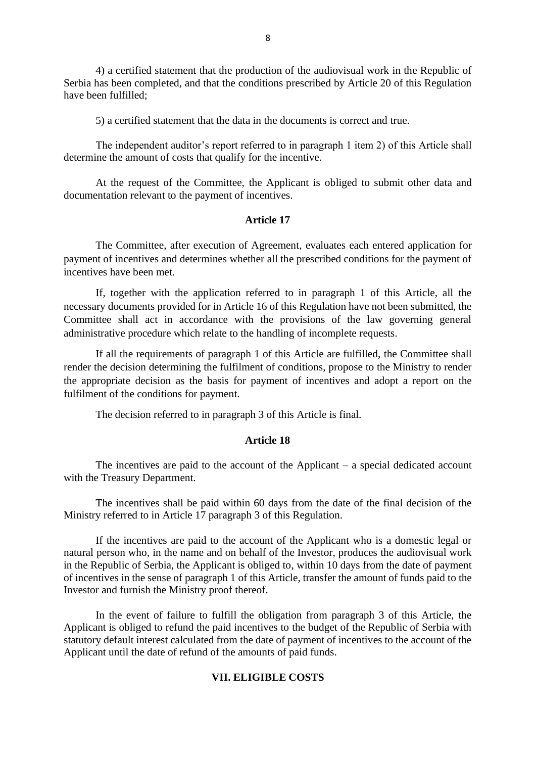4) a certified statement that the production of the audiovisual work in the Republic of Serbia has been completed, and that the conditions prescribed by Article 20 of this Regulation have been fulfilled;

5) a certified statement that the data in the documents is correct and true.

The independent auditor's report referred to in paragraph 1 item 2) of this Article shall determine the amount of costs that qualify for the incentive.

At the request of the Committee, the Applicant is obliged to submit other data and documentation relevant to the payment of incentives.

**Article 17**

The Committee, after execution of Agreement, evaluates each entered application for payment of incentives and determines whether all the prescribed conditions for the payment of incentives have been met.

If, together with the application referred to in paragraph 1 of this Article, all the necessary documents provided for in Article 16 of this Regulation have not been submitted, the Committee shall act in accordance with the provisions of the law governing general administrative procedure which relate to the handling of incomplete requests.

If all the requirements of paragraph 1 of this Article are fulfilled, the Committee shall render the decision determining the fulfilment of conditions, propose to the Ministry to render the appropriate decision as the basis for payment of incentives and adopt a report on the fulfilment of the conditions for payment.

The decision referred to in paragraph 3 of this Article is final.

**Article 18**

The incentives are paid to the account of the Applicant – a special dedicated account with the Treasury Department.

The incentives shall be paid within 60 days from the date of the final decision of the Ministry referred to in Article 17 paragraph 3 of this Regulation.

If the incentives are paid to the account of the Applicant who is a domestic legal or natural person who, in the name and on behalf of the Investor, produces the audiovisual work in the Republic of Serbia, the Applicant is obliged to, within 10 days from the date of payment of incentives in the sense of paragraph 1 of this Article, transfer the amount of funds paid to the Investor and furnish the Ministry proof thereof.

In the event of failure to fulfill the obligation from paragraph 3 of this Article, the Applicant is obliged to refund the paid incentives to the budget of the Republic of Serbia with statutory default interest calculated from the date of payment of incentives to the account of the Applicant until the date of refund of the amounts of paid funds.

## VII. ELIGIBLE COSTS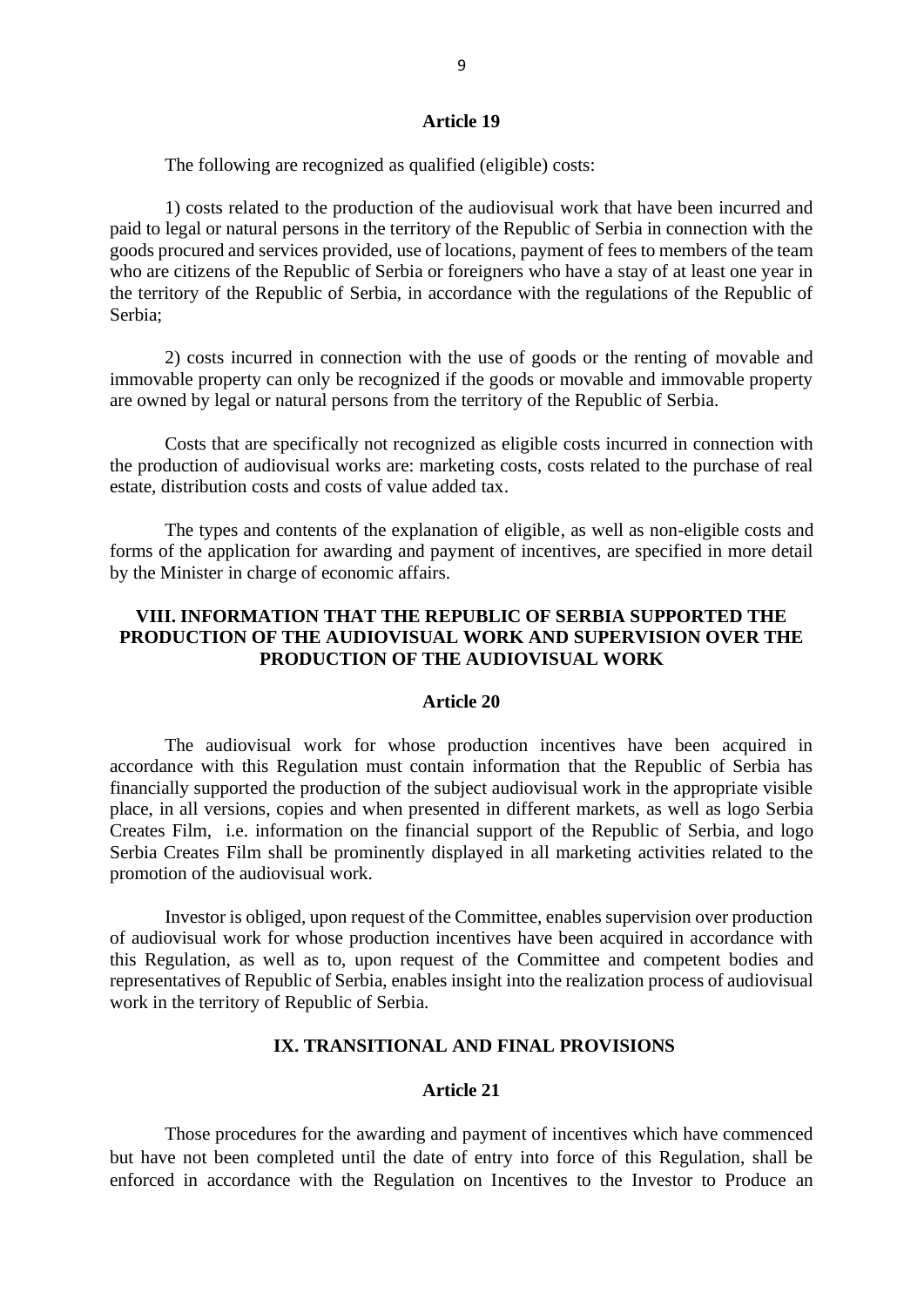### Article 19

The following are recognized as qualified (eligible) costs:

1) costs related to the production of the audiovisual work that have been incurred and paid to legal or natural persons in the territory of the Republic of Serbia in connection with the goods procured and services provided, use of locations, payment of fees to members of the team who are citizens of the Republic of Serbia or foreigners who have a stay of at least one year in the territory of the Republic of Serbia, in accordance with the regulations of the Republic of Serbia;

2) costs incurred in connection with the use of goods or the renting of movable and immovable property can only be recognized if the goods or movable and immovable property are owned by legal or natural persons from the territory of the Republic of Serbia.

Costs that are specifically not recognized as eligible costs incurred in connection with the production of audiovisual works are: marketing costs, costs related to the purchase of real estate, distribution costs and costs of value added tax.

The types and contents of the explanation of eligible, as well as non-eligible costs and forms of the application for awarding and payment of incentives, are specified in more detail by the Minister in charge of economic affairs.

## VIII. INFORMATION THAT THE REPUBLIC OF SERBIA SUPPORTED THE PRODUCTION OF THE AUDIOVISUAL WORK AND SUPERVISION OVER THE PRODUCTION OF THE AUDIOVISUAL WORK

### Article 20

The audiovisual work for whose production incentives have been acquired in accordance with this Regulation must contain information that the Republic of Serbia has financially supported the production of the subject audiovisual work in the appropriate visible place, in all versions, copies and when presented in different markets, as well as logo Serbia Creates Film, i.e. information on the financial support of the Republic of Serbia, and logo Serbia Creates Film shall be prominently displayed in all marketing activities related to the promotion of the audiovisual work.

Investor is obliged, upon request of the Committee, enables supervision over production of audiovisual work for whose production incentives have been acquired in accordance with this Regulation, as well as to, upon request of the Committee and competent bodies and representatives of Republic of Serbia, enables insight into the realization process of audiovisual work in the territory of Republic of Serbia.

## IX. TRANSITIONAL AND FINAL PROVISIONS

### Article 21

Those procedures for the awarding and payment of incentives which have commenced but have not been completed until the date of entry into force of this Regulation, shall be enforced in accordance with the Regulation on Incentives to the Investor to Produce an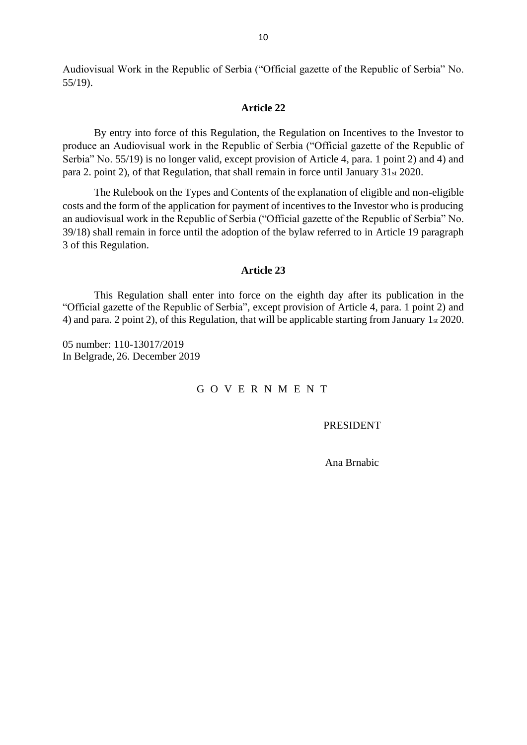Audiovisual Work in the Republic of Serbia (“Official gazette of the Republic of Serbia” No. 55/19).

**Article 22**

By entry into force of this Regulation, the Regulation on Incentives to the Investor to produce an Audiovisual work in the Republic of Serbia (“Official gazette of the Republic of Serbia” No. 55/19) is no longer valid, except provision of Article 4, para. 1 point 2) and 4) and para 2. point 2), of that Regulation, that shall remain in force until January 31st 2020.

The Rulebook on the Types and Contents of the explanation of eligible and non-eligible costs and the form of the application for payment of incentives to the Investor who is producing an audiovisual work in the Republic of Serbia (“Official gazette of the Republic of Serbia” No. 39/18) shall remain in force until the adoption of the bylaw referred to in Article 19 paragraph 3 of this Regulation.

**Article 23**

This Regulation shall enter into force on the eighth day after its publication in the “Official gazette of the Republic of Serbia”, except provision of Article 4, para. 1 point 2) and 4) and para. 2 point 2), of this Regulation, that will be applicable starting from January 1st 2020.

05 number: 110-13017/2019
In Belgrade, 26. December 2019

G O V E R N M E N T

PRESIDENT

Ana Brnabic